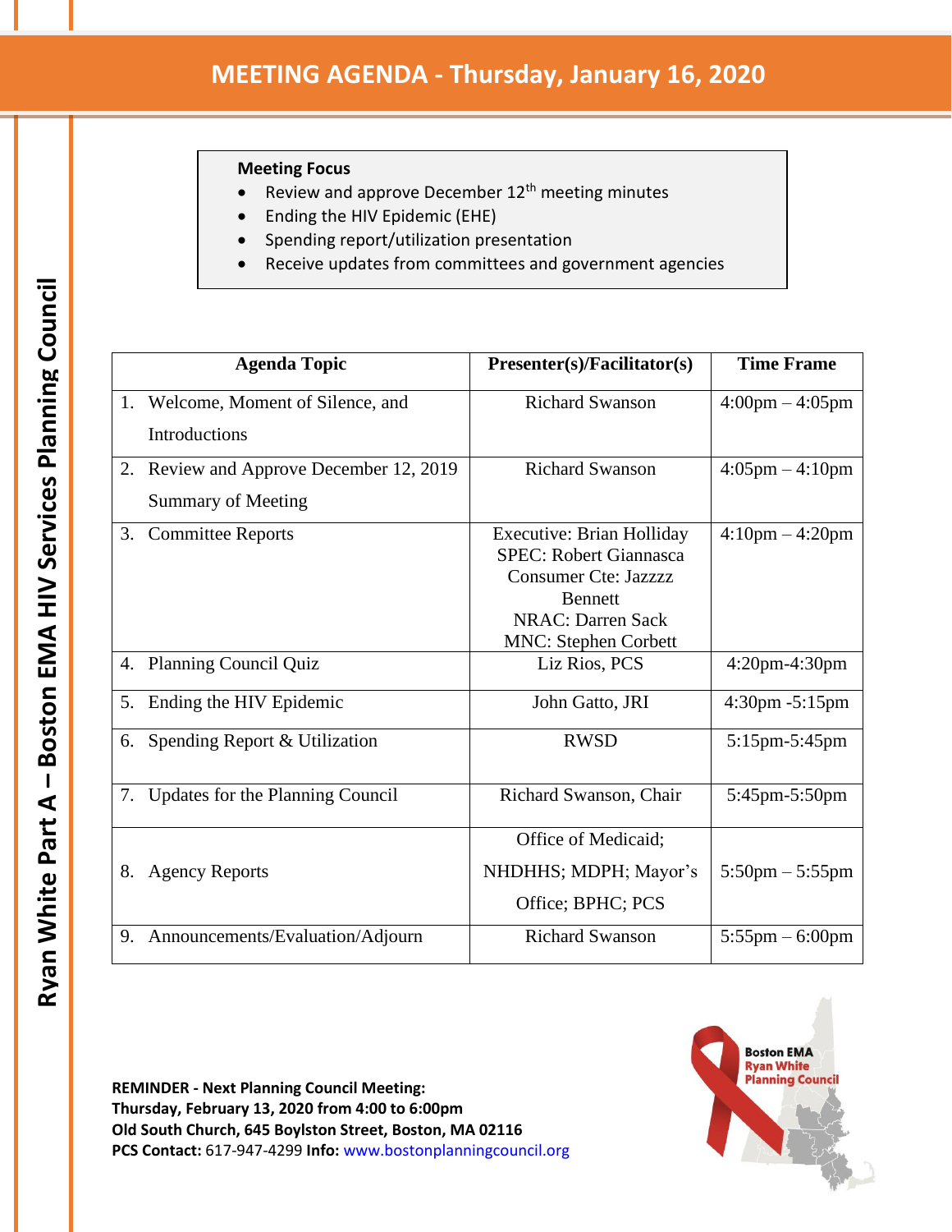# MEETING AGENDA - Thursday, January 16, 2020

**Meeting Focus**

- Review and approve December 12th meeting minutes
- Ending the HIV Epidemic (EHE)
- Spending report/utilization presentation
- Receive updates from committees and government agencies

| Agenda Topic | Presenter(s)/Facilitator(s) | Time Frame |
|---|---|---|
| 1. Welcome, Moment of Silence, and Introductions | Richard Swanson | 4:00pm – 4:05pm |
| 2. Review and Approve December 12, 2019 Summary of Meeting | Richard Swanson | 4:05pm – 4:10pm |
| 3. Committee Reports | Executive: Brian Holliday<br>SPEC: Robert Giannasca<br>Consumer Cte: Jazzzz Bennett<br>NRAC: Darren Sack<br>MNC: Stephen Corbett | 4:10pm – 4:20pm |
| 4. Planning Council Quiz | Liz Rios, PCS | 4:20pm-4:30pm |
| 5. Ending the HIV Epidemic | John Gatto, JRI | 4:30pm -5:15pm |
| 6. Spending Report & Utilization | RWSD | 5:15pm-5:45pm |
| 7. Updates for the Planning Council | Richard Swanson, Chair | 5:45pm-5:50pm |
| 8. Agency Reports | Office of Medicaid; NHDHHS; MDPH; Mayor's Office; BPHC; PCS | 5:50pm – 5:55pm |
| 9. Announcements/Evaluation/Adjourn | Richard Swanson | 5:55pm – 6:00pm |

**REMINDER - Next Planning Council Meeting:**
**Thursday, February 13, 2020 from 4:00 to 6:00pm**
**Old South Church, 645 Boylston Street, Boston, MA 02116**
**PCS Contact:** 617-947-4299 **Info:** www.bostonplanningcouncil.org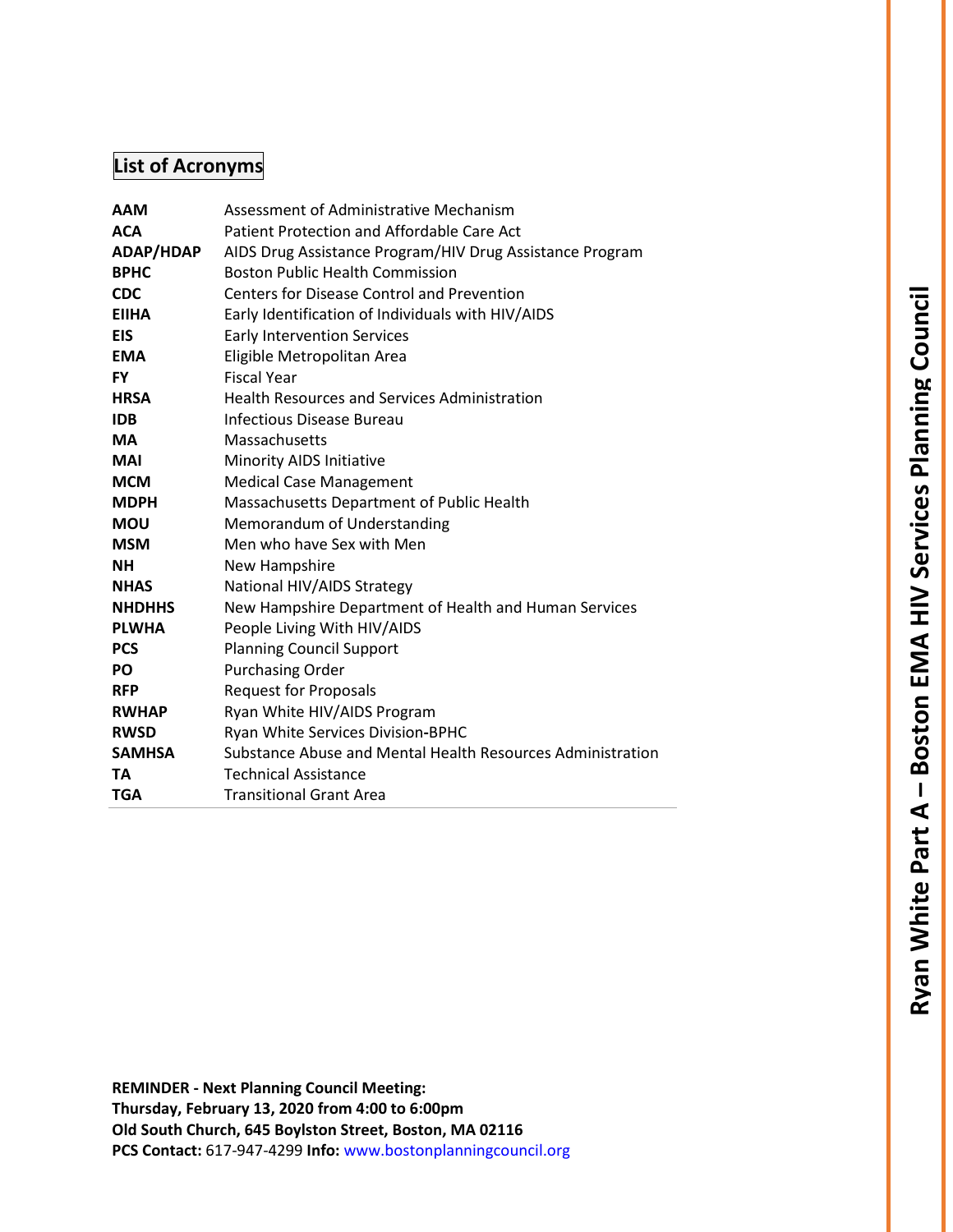## List of Acronyms

| | |
|---|---|
| **AAM** | Assessment of Administrative Mechanism |
| **ACA** | Patient Protection and Affordable Care Act |
| **ADAP/HDAP** | AIDS Drug Assistance Program/HIV Drug Assistance Program |
| **BPHC** | Boston Public Health Commission |
| **CDC** | Centers for Disease Control and Prevention |
| **EIIHA** | Early Identification of Individuals with HIV/AIDS |
| **EIS** | Early Intervention Services |
| **EMA** | Eligible Metropolitan Area |
| **FY** | Fiscal Year |
| **HRSA** | Health Resources and Services Administration |
| **IDB** | Infectious Disease Bureau |
| **MA** | Massachusetts |
| **MAI** | Minority AIDS Initiative |
| **MCM** | Medical Case Management |
| **MDPH** | Massachusetts Department of Public Health |
| **MOU** | Memorandum of Understanding |
| **MSM** | Men who have Sex with Men |
| **NH** | New Hampshire |
| **NHAS** | National HIV/AIDS Strategy |
| **NHDHHS** | New Hampshire Department of Health and Human Services |
| **PLWHA** | People Living With HIV/AIDS |
| **PCS** | Planning Council Support |
| **PO** | Purchasing Order |
| **RFP** | Request for Proposals |
| **RWHAP** | Ryan White HIV/AIDS Program |
| **RWSD** | Ryan White Services Division-BPHC |
| **SAMHSA** | Substance Abuse and Mental Health Resources Administration |
| **TA** | Technical Assistance |
| **TGA** | Transitional Grant Area |

**REMINDER - Next Planning Council Meeting:**
**Thursday, February 13, 2020 from 4:00 to 6:00pm**
**Old South Church, 645 Boylston Street, Boston, MA 02116**
**PCS Contact:** 617-947-4299 **Info:** www.bostonplanningcouncil.org